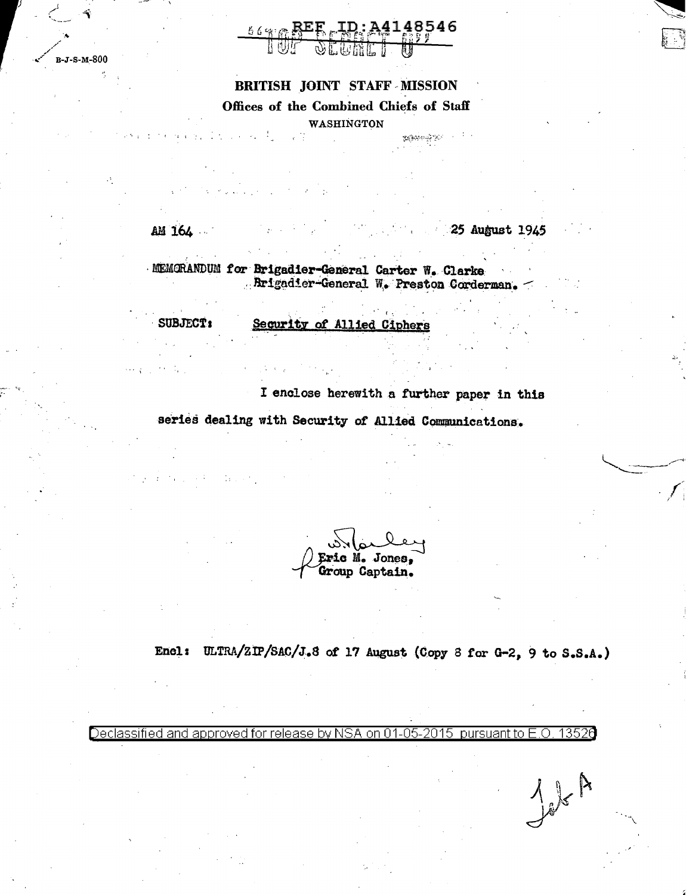REF ID:A4148546

TOP SECRET U

B-J-S-M-800

**BRITISH JOINT STAFF MISSION**

**Offices of the Combined Chiefs of Staff**

WASHINGTON

AM 164 25 August 1945

MEMORANDUM for Brigadier-General Carter W. Clarke
Brigadier-General W. Preston Corderman.

SUBJECT: Security of Allied Ciphers

I enclose herewith a further paper in this series dealing with Security of Allied Communications.

Eric M. Jones,
Group Captain.

Encl: ULTRA/ZIP/SAC/J.8 of 17 August (Copy 8 for G-2, 9 to S.S.A.)

Declassified and approved for release by NSA on 01-05-2015 pursuant to E.O. 13526

Tab A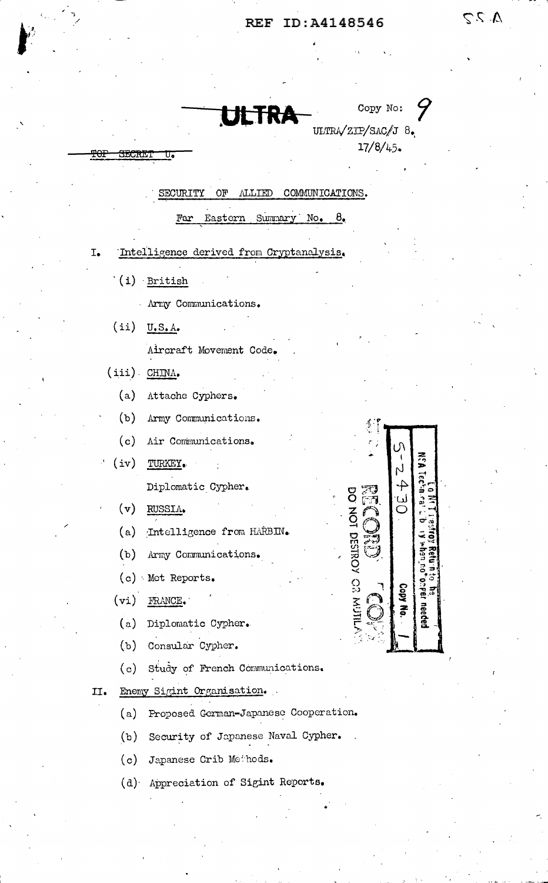**ULTRA**

Copy No: 9

ULTRA/ZIP/SAC/J 8.
17/8/45.

~~TOP SECRET U.~~

## SECURITY OF ALLIED COMMUNICATIONS.

### Far Eastern Summary No. 8.

I. Intelligence derived from Cryptanalysis.

- (i) British
  - Army Communications.
- (ii) U.S.A.
  - Aircraft Movement Code.
- (iii) CHINA.
  - (a) Attache Cyphers.
  - (b) Army Communications.
  - (c) Air Communications.
- (iv) TURKEY.
  - Diplomatic Cypher.
- (v) RUSSIA.
  - (a) Intelligence from HARBIN.
  - (b) Army Communications.
  - (c) Met Reports.
- (vi) FRANCE.
  - (a) Diplomatic Cypher.
  - (b) Consular Cypher.
  - (c) Study of French Communications.

II. Enemy Sigint Organisation.

- (a) Proposed German-Japanese Cooperation.
- (b) Security of Japanese Naval Cypher.
- (c) Japanese Crib Methods.
- (d) Appreciation of Sigint Reports.

RECORD COPY
DO NOT DESTROY OR MUTILATE
S-2430
Copy No. 1
To NSA Technical Library when no longer needed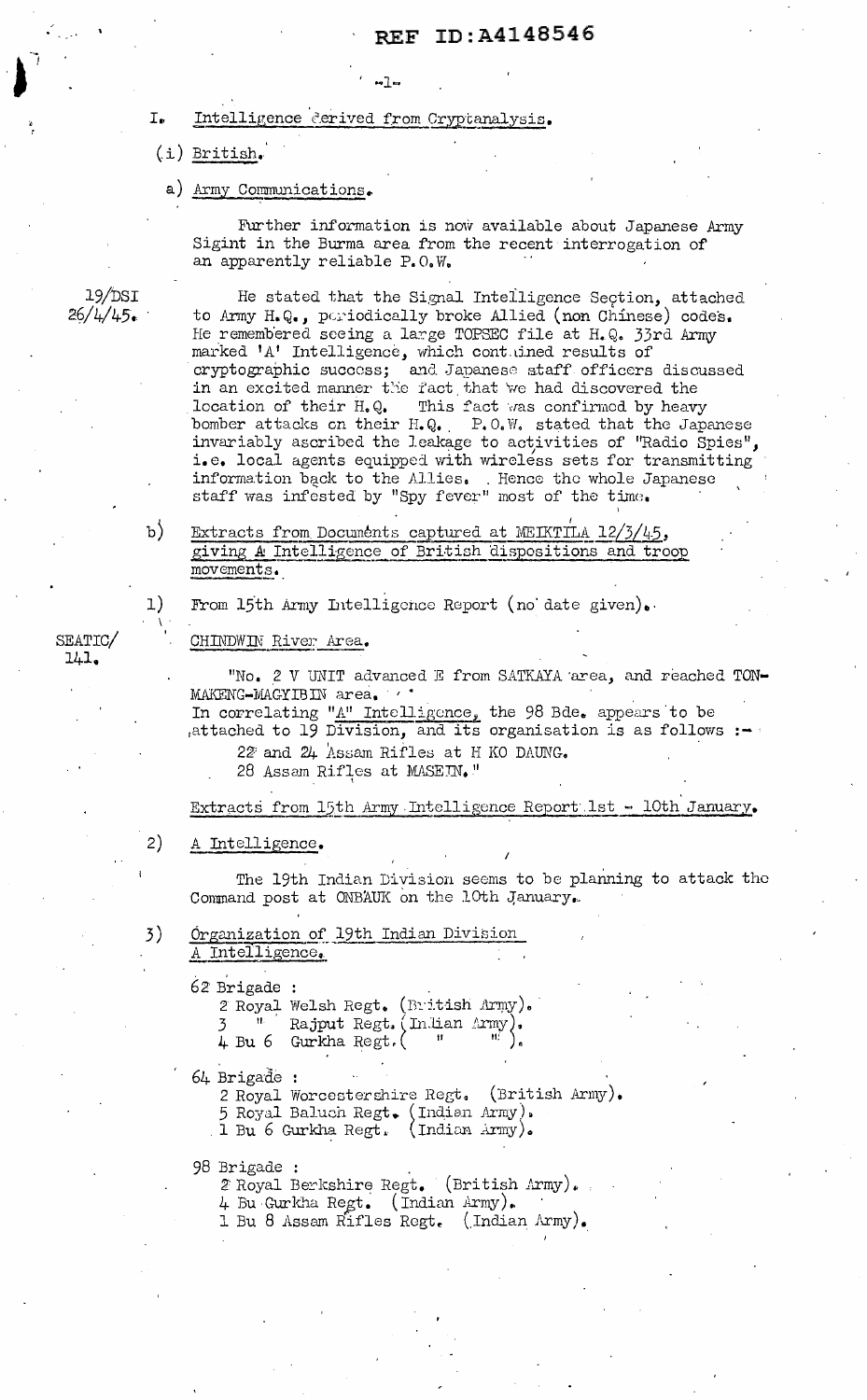## I. Intelligence derived from Cryptanalysis.

### (i) British.

#### a) Army Communications.

Further information is now available about Japanese Army Sigint in the Burma area from the recent interrogation of an apparently reliable P.O.W.

19/DSI 26/4/45.

He stated that the Signal Intelligence Section, attached to Army H.Q., periodically broke Allied (non Chinese) codes. He remembered seeing a large TOPSEC file at H.Q. 33rd Army marked 'A' Intelligence, which contained results of cryptographic success; and Japanese staff officers discussed in an excited manner the fact that we had discovered the location of their H.Q. This fact was confirmed by heavy bomber attacks on their H.Q. P.O.W. stated that the Japanese invariably ascribed the leakage to activities of "Radio Spies", i.e. local agents equipped with wireless sets for transmitting information back to the Allies. Hence the whole Japanese staff was infested by "Spy fever" most of the time.

#### b) Extracts from Documents captured at MEIKTILA 12/3/45, giving A Intelligence of British dispositions and troop movements.

1) From 15th Army Intelligence Report (no date given).

SEATIC/ 141.

CHINDWIN River Area.

"No. 2 V UNIT advanced E from SATKAYA area, and reached TON-MAKENG-MAGYIBIN area.
In correlating "A" Intelligence, the 98 Bde. appears to be attached to 19 Division, and its organisation is as follows :-

22 and 24 Assam Rifles at H KO DAUNG.
28 Assam Rifles at MASEIN."

Extracts from 15th Army Intelligence Report 1st - 10th January.

2) A Intelligence.

The 19th Indian Division seems to be planning to attack the Command post at ONBAUK on the 10th January.

3) Organization of 19th Indian Division A Intelligence.

62 Brigade :
- 2 Royal Welsh Regt. (British Army).
- 3 " Rajput Regt. (Indian Army).
- 4 Bu 6 Gurkha Regt. ( " " ).

64 Brigade :
- 2 Royal Worcestershire Regt. (British Army).
- 5 Royal Baluch Regt. (Indian Army).
- 1 Bu 6 Gurkha Regt. (Indian Army).

98 Brigade :
- 2 Royal Berkshire Regt. (British Army).
- 4 Bu Gurkha Regt. (Indian Army).
- 1 Bu 8 Assam Rifles Regt. (Indian Army).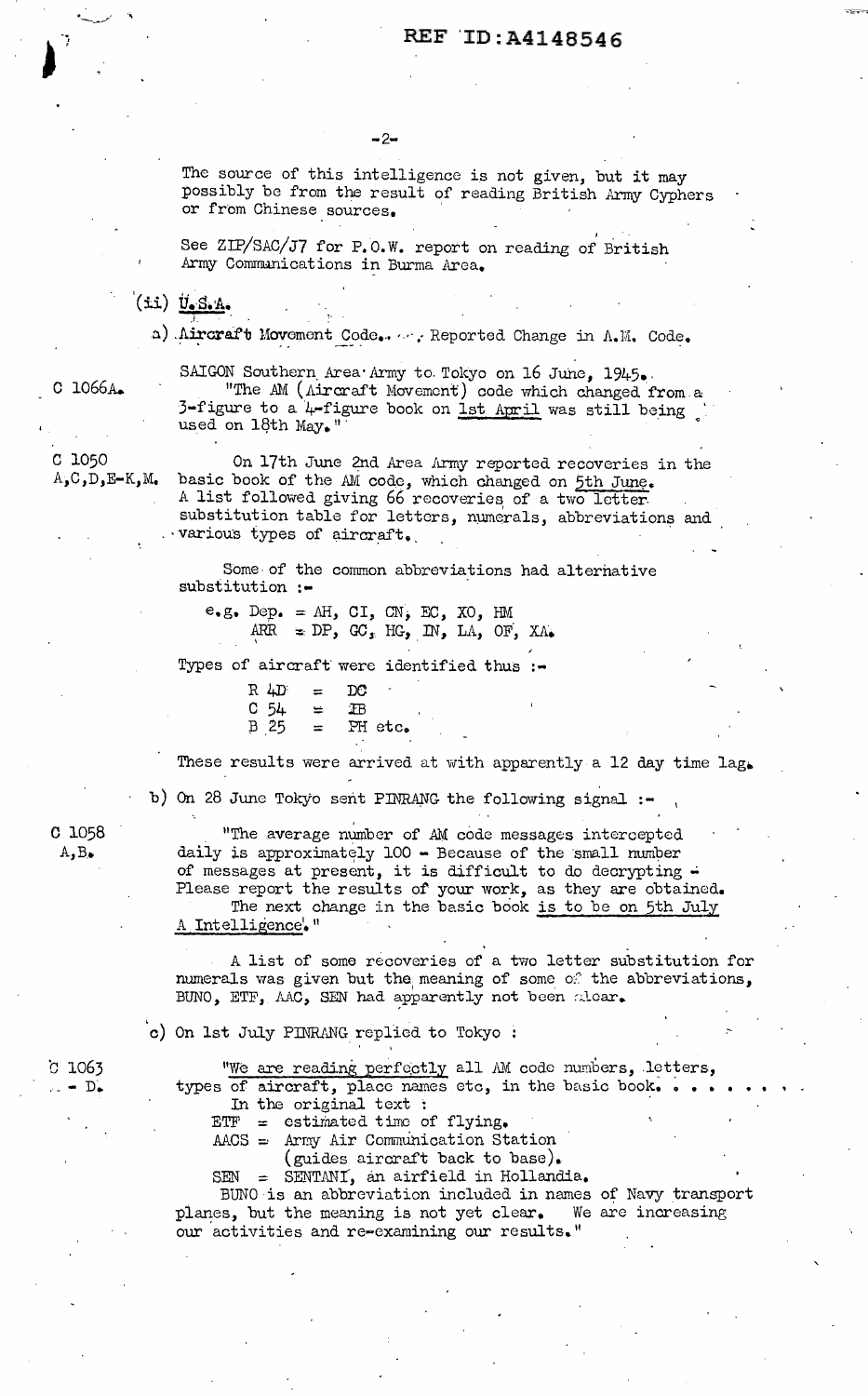The source of this intelligence is not given, but it may possibly be from the result of reading British Army Cyphers or from Chinese sources.

See ZIP/SAC/J7 for P.O.W. report on reading of British Army Communications in Burma Area.

(ii) U.S.A.

a) Aircraft Movement Code.. Reported Change in A.M. Code.

C 1066A.

SAIGON Southern Area Army to Tokyo on 16 June, 1945.

"The AM (Aircraft Movement) code which changed from a 3-figure to a 4-figure book on 1st April was still being used on 18th May."

C 1050 A,C,D,E-K,M.

On 17th June 2nd Area Army reported recoveries in the basic book of the AM code, which changed on 5th June. A list followed giving 66 recoveries of a two letter substitution table for letters, numerals, abbreviations and various types of aircraft.

Some of the common abbreviations had alternative substitution :-

e.g. Dep. = AH, CI, CN, EC, XO, HM
ARR = DP, GC, HG, IN, LA, OF, XA.

Types of aircraft were identified thus :-

R 4D = DC
C 54 = IB
B 25 = PH etc.

These results were arrived at with apparently a 12 day time lag.

b) On 28 June Tokyo sent PINRANG the following signal :-

C 1058 A,B.

"The average number of AM code messages intercepted daily is approximately 100 - Because of the small number of messages at present, it is difficult to do decrypting - Please report the results of your work, as they are obtained.
The next change in the basic book is to be on 5th July A Intelligence."

A list of some recoveries of a two letter substitution for numerals was given but the meaning of some of the abbreviations, BUNO, ETF, AAC, SEN had apparently not been clear.

c) On 1st July PINRANG replied to Tokyo :

C 1063 - D.

"We are reading perfectly all AM code numbers, letters, types of aircraft, place names etc, in the basic book. . . . . . .
In the original text :
ETF = estimated time of flying.
AACS = Army Air Communication Station (guides aircraft back to base).
SEN = SENTANI, an airfield in Hollandia.
BUNO is an abbreviation included in names of Navy transport planes, but the meaning is not yet clear. We are increasing our activities and re-examining our results."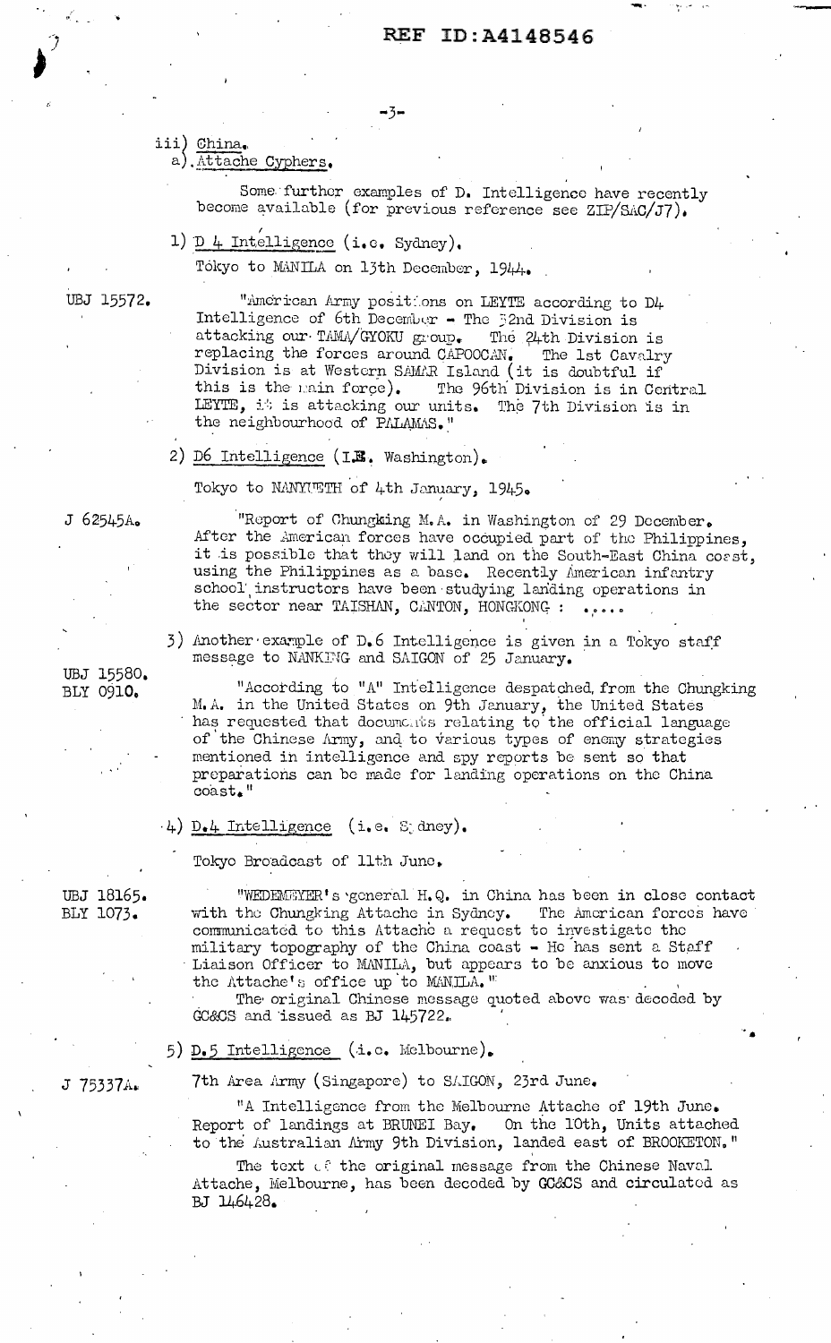iii) China.

a). Attache Cyphers.

Some further examples of D. Intelligence have recently become available (for previous reference see ZIP/SAC/J7).

1) D 4 Intelligence (i.e. Sydney).

Tokyo to MANILA on 13th December, 1944.

UBJ 15572.

"American Army positions on LEYTE according to D4 Intelligence of 6th December - The 32nd Division is attacking our TAMA/GYOKU group. The 24th Division is replacing the forces around CAPOOCAN. The 1st Cavalry Division is at Western SAMAR Island (it is doubtful if this is the main force). The 96th Division is in Central LEYTE, it is attacking our units. The 7th Division is in the neighbourhood of PALAMAS."

2) D6 Intelligence (I.B. Washington).

Tokyo to NANYUETH of 4th January, 1945.

J 62545A.

"Report of Chungking M.A. in Washington of 29 December. After the American forces have occupied part of the Philippines, it is possible that they will land on the South-East China coast, using the Philippines as a base. Recently American infantry school instructors have been studying landing operations in the sector near TAISHAN, CANTON, HONGKONG : ....."

3) Another example of D.6 Intelligence is given in a Tokyo staff message to NANKING and SAIGON of 25 January.

UBJ 15580.
BLY 0910.

"According to "A" Intelligence despatched from the Chungking M.A. in the United States on 9th January, the United States has requested that documents relating to the official language of the Chinese Army, and to various types of enemy strategies mentioned in intelligence and spy reports be sent so that preparations can be made for landing operations on the China coast."

4) D.4 Intelligence (i.e. Sydney).

Tokyo Broadcast of 11th June.

UBJ 18165.
BLY 1073.

"WEDEMEYER's general H.Q. in China has been in close contact with the Chungking Attache in Sydney. The American forces have communicated to this Attache a request to investigate the military topography of the China coast - He has sent a Staff Liaison Officer to MANILA, but appears to be anxious to move the Attache's office up to MANILA."

The original Chinese message quoted above was decoded by GC&CS and issued as BJ 145722.

5) D.5 Intelligence (i.e. Melbourne).

J 75337A.

7th Area Army (Singapore) to SAIGON, 23rd June.

"A Intelligence from the Melbourne Attache of 19th June. Report of landings at BRUNEI Bay. On the 10th, Units attached to the Australian Army 9th Division, landed east of BROOKETON."

The text of the original message from the Chinese Naval Attache, Melbourne, has been decoded by GC&CS and circulated as BJ 146428.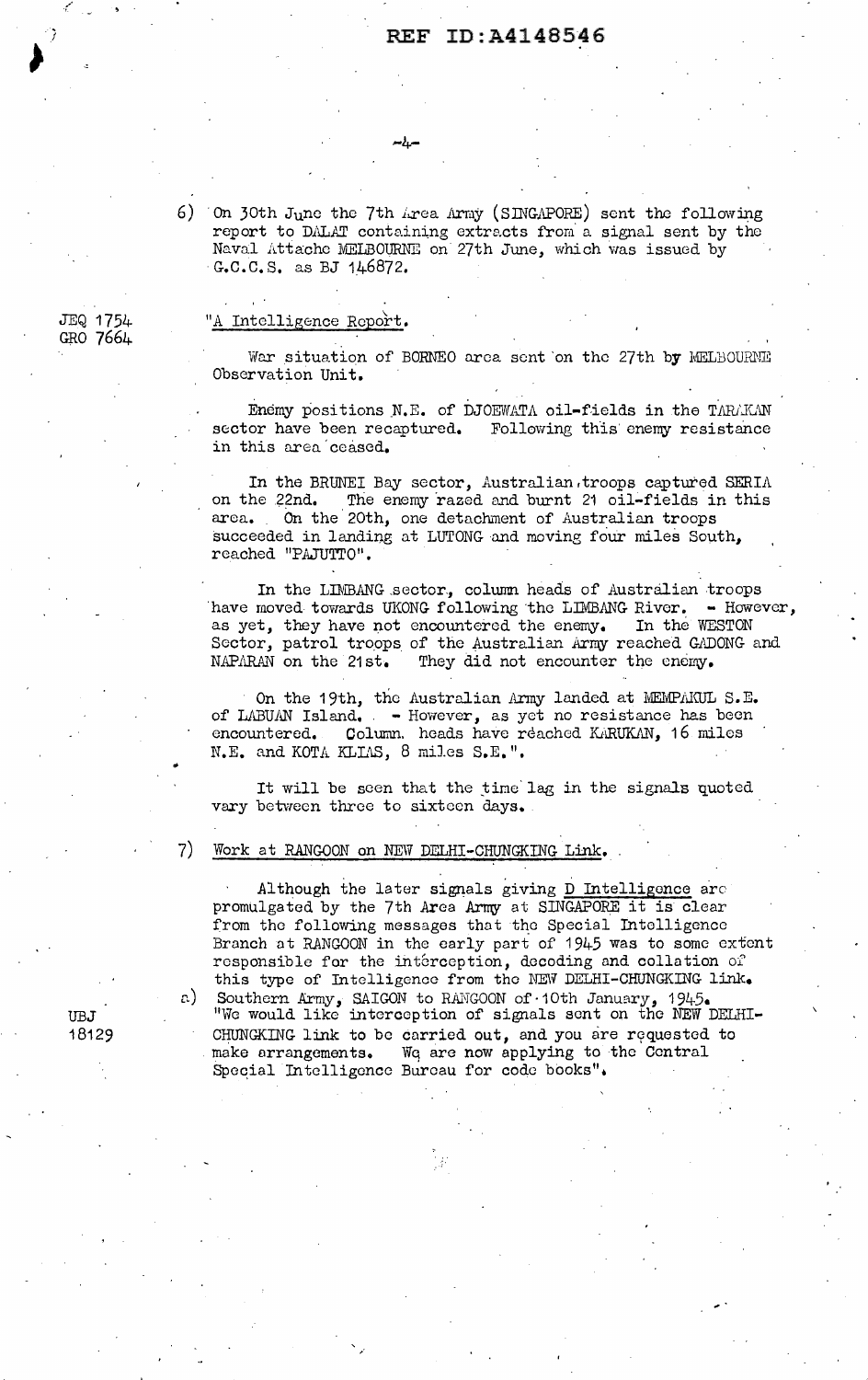6) On 30th June the 7th Area Army (SINGAPORE) sent the following report to DALAT containing extracts from a signal sent by the Naval Attache MELBOURNE on 27th June, which was issued by G.C.C.S. as BJ 146872.

JEQ 1754
GRO 7664

"A Intelligence Report.

War situation of BORNEO area sent on the 27th by MELBOURNE Observation Unit.

Enemy positions N.E. of DJOEWATA oil-fields in the TARAKAN sector have been recaptured. Following this enemy resistance in this area ceased.

In the BRUNEI Bay sector, Australian troops captured SERIA on the 22nd. The enemy razed and burnt 21 oil-fields in this area. On the 20th, one detachment of Australian troops succeeded in landing at LUTONG and moving four miles South, reached "PAJUTTO".

In the LIMBANG sector, column heads of Australian troops have moved towards UKONG following the LIMBANG River. - However, as yet, they have not encountered the enemy. In the WESTON Sector, patrol troops of the Australian Army reached GADONG and NAPARAN on the 21st. They did not encounter the enemy.

On the 19th, the Australian Army landed at MEMPAKUL S.E. of LABUAN Island. - However, as yet no resistance has been encountered. Column heads have reached KARUKAN, 16 miles N.E. and KOTA KLIAS, 8 miles S.E.".

It will be seen that the time lag in the signals quoted vary between three to sixteen days.

7) Work at RANGOON on NEW DELHI-CHUNGKING Link.

Although the later signals giving D Intelligence are promulgated by the 7th Area Army at SINGAPORE it is clear from the following messages that the Special Intelligence Branch at RANGOON in the early part of 1945 was to some extent responsible for the interception, decoding and collation of this type of Intelligence from the NEW DELHI-CHUNGKING link.

UBJ
18129

a) Southern Army, SAIGON to RANGOON of 10th January, 1945.
"We would like interception of signals sent on the NEW DELHI-CHUNGKING link to be carried out, and you are requested to make arrangements. We are now applying to the Central Special Intelligence Bureau for code books".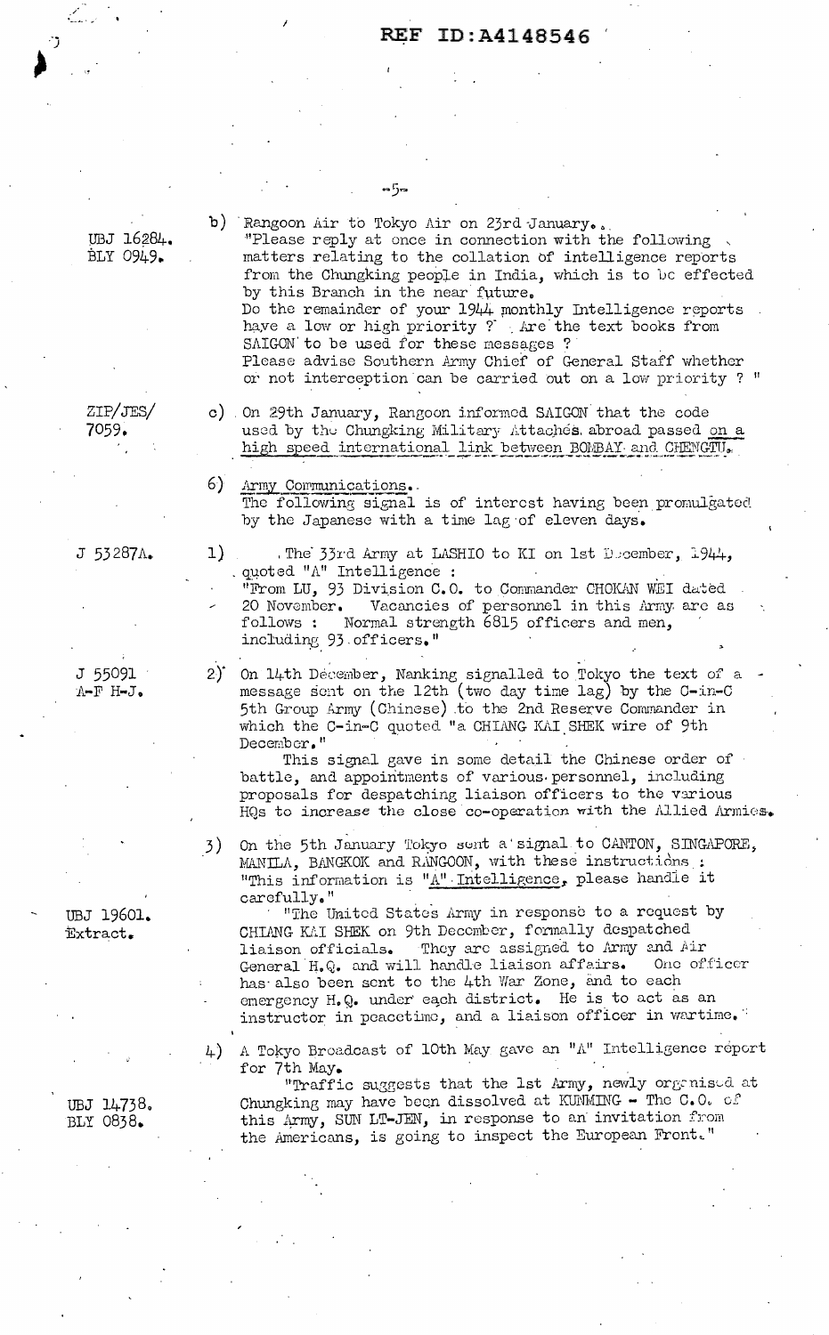REF ID:A4148546

b) Rangoon Air to Tokyo Air on 23rd January.

UBJ 16284.
BLY 0949.

"Please reply at once in connection with the following matters relating to the collation of intelligence reports from the Chungking people in India, which is to be effected by this Branch in the near future.
Do the remainder of your 1944 monthly Intelligence reports have a low or high priority ? Are the text books from SAIGON to be used for these messages ?
Please advise Southern Army Chief of General Staff whether or not interception can be carried out on a low priority ? "

ZIP/JES/
7059.

c) On 29th January, Rangoon informed SAIGON that the code used by the Chungking Military Attachés abroad passed <u>on a high speed international link between BOMBAY and CHENGTU.</u>

6) <u>Army Communications.</u>
The following signal is of interest having been promulgated by the Japanese with a time lag of eleven days.

J 53287A.

1) The 33rd Army at LASHIO to KI on 1st December, 1944, quoted "A" Intelligence :
"From LU, 93 Division C.O. to Commander CHOKAN WEI dated 20 November. Vacancies of personnel in this Army are as follows : Normal strength 6815 officers and men, including 93 officers."

J 55091
A-F H-J.

2) On 14th December, Nanking signalled to Tokyo the text of a message sent on the 12th (two day time lag) by the C-in-C 5th Group Army (Chinese) to the 2nd Reserve Commander in which the C-in-C quoted "a CHIANG KAI SHEK wire of 9th December."
This signal gave in some detail the Chinese order of battle, and appointments of various personnel, including proposals for despatching liaison officers to the various HQs to increase the close co-operation with the Allied Armies.

3) On the 5th January Tokyo sent a signal to CANTON, SINGAPORE, MANILA, BANGKOK and RANGOON, with these instructions :
"This information is <u>"A" Intelligence</u>, please handle it carefully."

UBJ 19601.
Extract.

"The United States Army in response to a request by CHIANG KAI SHEK on 9th December, formally despatched liaison officials. They are assigned to Army and Air General H.Q. and will handle liaison affairs. One officer has also been sent to the 4th War Zone, and to each emergency H.Q. under each district. He is to act as an instructor in peacetime, and a liaison officer in wartime."

4) A Tokyo Broadcast of 10th May gave an "A" Intelligence report for 7th May.

UBJ 14738.
BLY 0838.

"Traffic suggests that the 1st Army, newly organised at Chungking may have been dissolved at KUNMING - The C.O. of this Army, SUN LI-JEN, in response to an invitation from the Americans, is going to inspect the European Front."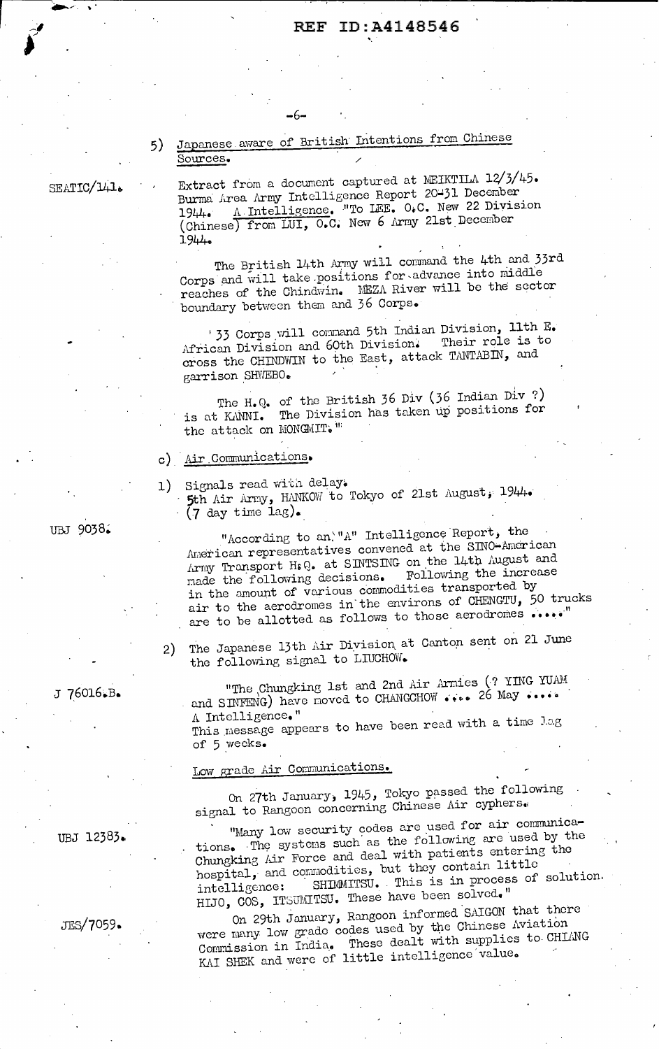5) Japanese aware of British Intentions from Chinese Sources.

SEATIC/141.

Extract from a document captured at MEIKTILA 12/3/45. Burma Area Army Intelligence Report 20-31 December 1944. A Intelligence. "To LEE. O.C. New 22 Division (Chinese) from LUI, O.C. New 6 Army 21st December 1944.

The British 14th Army will command the 4th and 33rd Corps and will take positions for advance into middle reaches of the Chindwin. MEZA River will be the sector boundary between them and 36 Corps.

33 Corps will command 5th Indian Division, 11th E. African Division and 60th Division. Their role is to cross the CHINDWIN to the East, attack TANTABIN, and garrison SHWEBO.

The H.Q. of the British 36 Div (36 Indian Div ?) is at KANNI. The Division has taken up positions for the attack on MONGMIT."

c) Air Communications.

1) Signals read with delay.
5th Air Army, HANKOW to Tokyo of 21st August, 1944. (7 day time lag).

UBJ 9038.

"According to an "A" Intelligence Report, the American representatives convened at the SINO-American Army Transport H.Q. at SINTSING on the 14th August and made the following decisions. Following the increase in the amount of various commodities transported by air to the aerodromes in the environs of CHENGTU, 50 trucks are to be allotted as follows to those aerodromes ....."

2) The Japanese 13th Air Division at Canton sent on 21 June the following signal to LIUCHOW.

J 76016.B.

"The Chungking 1st and 2nd Air Armies (? YING YUAM and SINFENG) have moved to CHANGCHOW .... 26 May ..... A Intelligence."
This message appears to have been read with a time lag of 5 weeks.

Low grade Air Communications.

On 27th January, 1945, Tokyo passed the following signal to Rangoon concerning Chinese Air cyphers.

UBJ 12383.

"Many low security codes are used for air communications. The systems such as the following are used by the Chungking Air Force and deal with patients entering the hospital, and commodities, but they contain little intelligence: SHIMMITSU. This is in process of solution. HIJO, COS, ITSUMITSU. These have been solved."

JES/7059.

On 29th January, Rangoon informed SAIGON that there were many low grade codes used by the Chinese Aviation Commission in India. These dealt with supplies to CHIANG KAI SHEK and were of little intelligence value.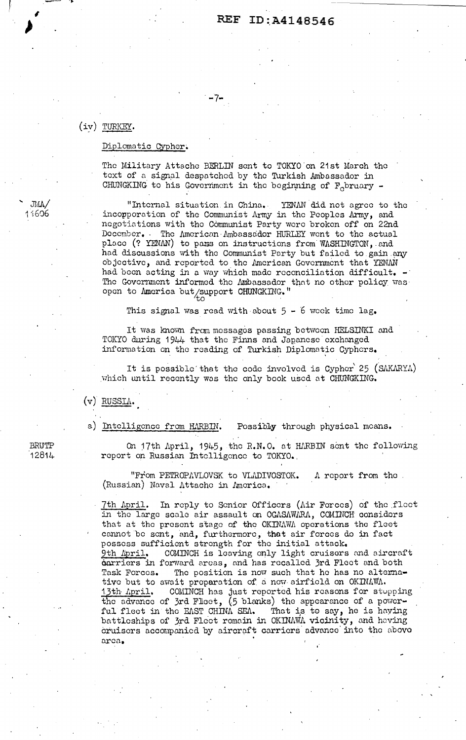REF ID:A4148546

(iv) TURKEY.

Diplomatic Cypher.

JMA/ 11606

The Military Attache BERLIN sent to TOKYO on 21st March the text of a signal despatched by the Turkish Ambassador in CHUNGKING to his Government in the beginning of February -

"Internal situation in China. YENAN did not agree to the incorporation of the Communist Army in the Peoples Army, and negotiations with the Communist Party were broken off on 22nd December. The American Ambassador HURLEY went to the actual place (? YENAN) to pass on instructions from WASHINGTON, and had discussions with the Communist Party but failed to gain any objective, and reported to the American Government that YENAN had been acting in a way which made reconciliation difficult. - The Government informed the Ambassador that no other policy was open to America but to support CHUNGKING."

This signal was read with about 5 - 6 week time lag.

It was known from messages passing between HELSINKI and TOKYO during 1944 that the Finns and Japanese exchanged information on the reading of Turkish Diplomatic Cyphers.

It is possible that the code involved is Cypher 25 (SAKARYA) which until recently was the only book used at CHUNGKING.

(v) RUSSIA.

a) Intelligence from HARBIN. Possibly through physical means.

BRUTP 12814

On 17th April, 1945, the R.N.O. at HARBIN sent the following report on Russian Intelligence to TOKYO.

"From PETROPAVLOVSK to VLADIVOSTOK. A report from the (Russian) Naval Attache in America.

7th April. In reply to Senior Officers (Air Forces) of the fleet in the large scale air assault on OGASAWARA, COMINCH considers that at the present stage of the OKINAWA operations the fleet cannot be sent, and, furthermore, that air forces do in fact possess sufficient strength for the initial attack.
9th April. COMINCH is leaving only light cruisers and aircraft carriers in forward areas, and has recalled 3rd Fleet and both Task Forces. The position is now such that he has no alternative but to await preparation of a new airfield on OKINAWA.
13th April. COMINCH has just reported his reasons for stopping the advance of 3rd Fleet, (5 blanks) the appearance of a powerful fleet in the EAST CHINA SEA. That is to say, he is having battleships of 3rd Fleet remain in OKINAWA vicinity, and having cruisers accompanied by aircraft carriers advance into the above area.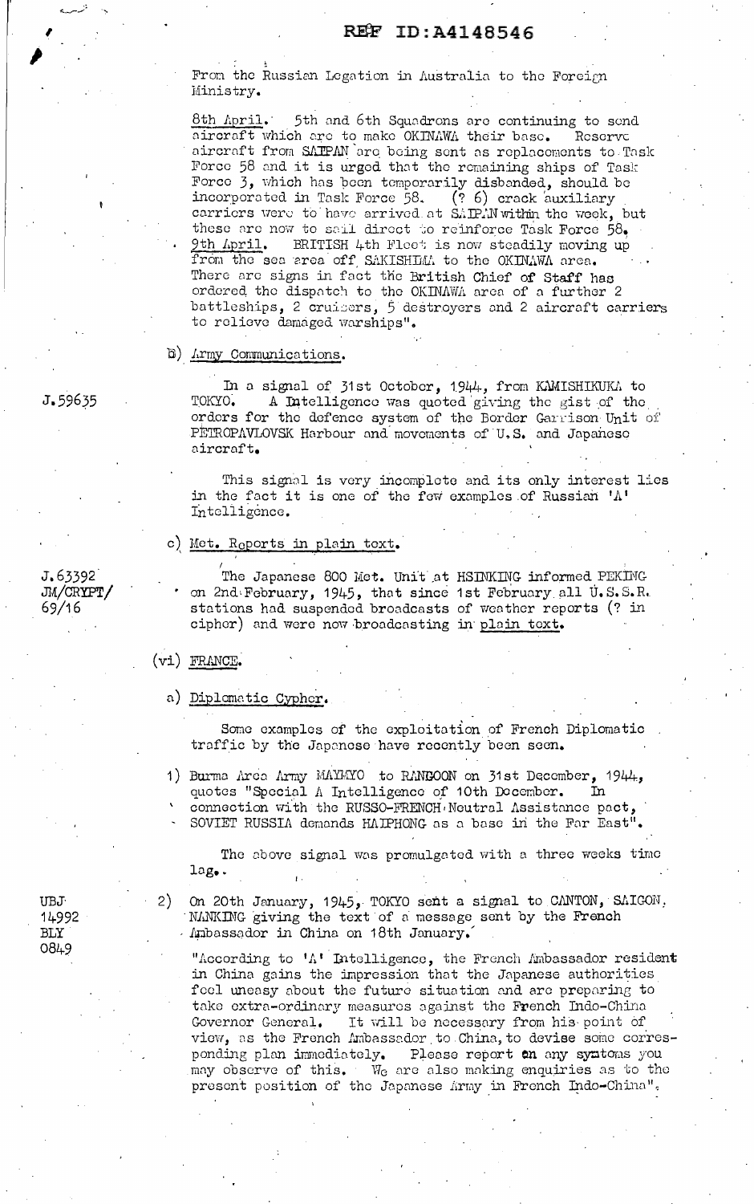From the Russian Legation in Australia to the Foreign Ministry.

8th April. 5th and 6th Squadrons are continuing to send aircraft which are to make OKINAWA their base. Reserve aircraft from SAIPAN are being sent as replacements to Task Force 58 and it is urged that the remaining ships of Task Force 3, which has been temporarily disbanded, should be incorporated in Task Force 58. (? 6) crack auxiliary carriers were to have arrived at SAIPAN within the week, but these are now to sail direct to reinforce Task Force 58. 9th April. BRITISH 4th Fleet is now steadily moving up from the sea area off SAKISHIMA to the OKINAWA area. There are signs in fact the British Chief of Staff has ordered the dispatch to the OKINAWA area of a further 2 battleships, 2 cruisers, 5 destroyers and 2 aircraft carriers to relieve damaged warships".

b) Army Communications.

J.59635

In a signal of 31st October, 1944, from KAMISHIKUKA to TOKYO. A Intelligence was quoted giving the gist of the orders for the defence system of the Border Garrison Unit of PETROPAVLOVSK Harbour and movements of U.S. and Japanese aircraft.

This signal is very incomplete and its only interest lies in the fact it is one of the few examples of Russian 'A' Intelligence.

c) Met. Reports in plain text.

J.63392
JM/CRYPT/
69/16

The Japanese 800 Met. Unit at HSINKING informed PEKING on 2nd February, 1945, that since 1st February all U.S.S.R. stations had suspended broadcasts of weather reports (? in cipher) and were now broadcasting in plain text.

(vi) FRANCE.

a) Diplomatic Cypher.

Some examples of the exploitation of French Diplomatic traffic by the Japanese have recently been seen.

1) Burma Area Army MAYMYO to RANGOON on 31st December, 1944, quotes "Special A Intelligence of 10th December. In connection with the RUSSO-FRENCH Neutral Assistance pact, SOVIET RUSSIA demands HAIPHONG as a base in the Far East".

The above signal was promulgated with a three weeks time lag.

UBJ
14992
BLY
0849

2) On 20th January, 1945, TOKYO sent a signal to CANTON, SAIGON, NANKING giving the text of a message sent by the French Ambassador in China on 18th January.

"According to 'A' Intelligence, the French Ambassador resident in China gains the impression that the Japanese authorities feel uneasy about the future situation and are preparing to take extra-ordinary measures against the French Indo-China Governor General. It will be necessary from his point of view, as the French Ambassador to China, to devise some corresponding plan immediately. Please report on any symtoms you may observe of this. We are also making enquiries as to the present position of the Japanese Army in French Indo-China".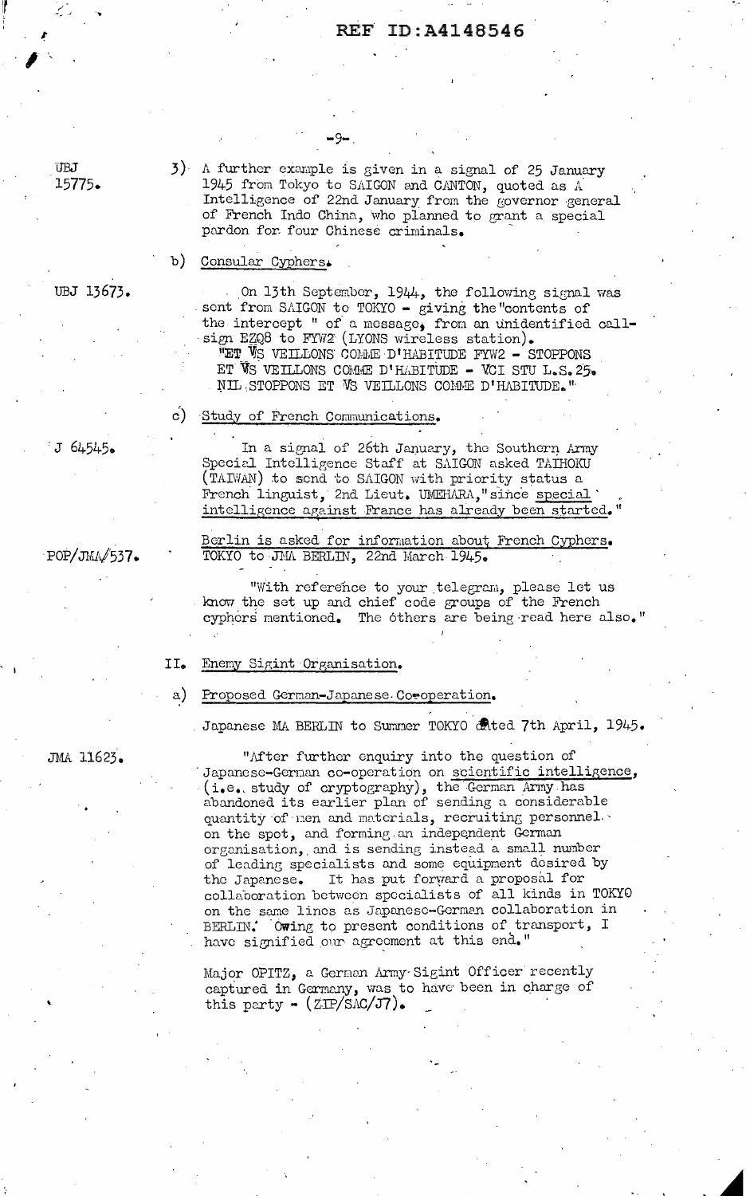UBJ 15775.

3) A further example is given in a signal of 25 January 1945 from Tokyo to SAIGON and CANTON, quoted as A Intelligence of 22nd January from the governor general of French Indo China, who planned to grant a special pardon for four Chinese criminals.

b) Consular Cyphers.

UBJ 13673.

On 13th September, 1944, the following signal was sent from SAIGON to TOKYO - giving the "contents of the intercept " of a message, from an unidentified call-sign EZQ8 to FYW2 (LYONS wireless station).
"ET VS VEILLONS COMME D'HABITUDE FYW2 - STOPPONS ET VS VEILLONS COMME D'HABITUDE - VCI STU L.S.25. NIL STOPPONS ET VS VEILLONS COMME D'HABITUDE."

c) Study of French Communications.

J 64545.

In a signal of 26th January, the Southern Army Special Intelligence Staff at SAIGON asked TAIHOKU (TAIWAN) to send to SAIGON with priority status a French linguist, 2nd Lieut. UMEHARA, "since special intelligence against France has already been started."

POP/JMA/537.

Berlin is asked for information about French Cyphers.
TOKYO to JMA BERLIN, 22nd March 1945.

"With reference to your telegram, please let us know the set up and chief code groups of the French cyphers mentioned. The others are being read here also."

II. Enemy Sigint Organisation.

a) Proposed German-Japanese Co-operation.

Japanese MA BERLIN to Summer TOKYO dated 7th April, 1945.

JMA 11623.

"After further enquiry into the question of Japanese-German co-operation on scientific intelligence, (i.e. study of cryptography), the German Army has abandoned its earlier plan of sending a considerable quantity of men and materials, recruiting personnel on the spot, and forming an independent German organisation, and is sending instead a small number of leading specialists and some equipment desired by the Japanese. It has put forward a proposal for collaboration between specialists of all kinds in TOKYO on the same lines as Japanese-German collaboration in BERLIN. Owing to present conditions of transport, I have signified our agreement at this end."

Major OPITZ, a German Army Sigint Officer recently captured in Germany, was to have been in charge of this party - (ZIP/SAC/J7).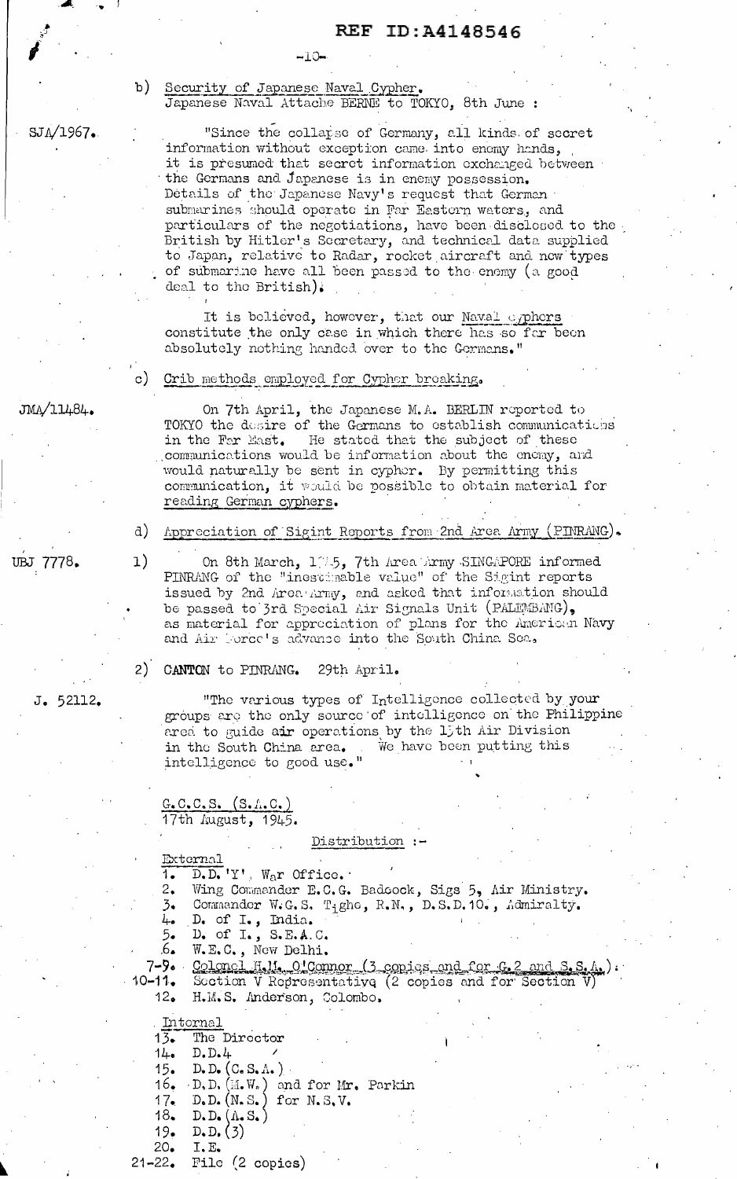b) Security of Japanese Naval Cypher.
Japanese Naval Attache BERNE to TOKYO, 8th June :

SJA/1967.

"Since the collapse of Germany, all kinds of secret information without exception came into enemy hands, it is presumed that secret information exchanged between the Germans and Japanese is in enemy possession. Details of the Japanese Navy's request that German submarines should operate in Far Eastern waters, and particulars of the negotiations, have been disclosed to the British by Hitler's Secretary, and technical data supplied to Japan, relative to Radar, rocket aircraft and new types of submarine have all been passed to the enemy (a good deal to the British).

It is believed, however, that our Naval cyphers constitute the only case in which there has so far been absolutely nothing handed over to the Germans."

c) Crib methods employed for Cypher breaking.

JMA/11484.

On 7th April, the Japanese M.A. BERLIN reported to TOKYO the desire of the Germans to establish communications in the Far East. He stated that the subject of these communications would be information about the enemy, and would naturally be sent in cypher. By permitting this communication, it would be possible to obtain material for reading German cyphers.

d) Appreciation of Sigint Reports from 2nd Area Army (PINRANG).

UBJ 7778.

1) On 8th March, 1945, 7th Area Army SINGAPORE informed PINRANG of the "inestimable value" of the Sigint reports issued by 2nd Area Army, and asked that information should be passed to 3rd Special Air Signals Unit (PALEMBANG), as material for appreciation of plans for the American Navy and Air Force's advance into the South China Sea.

2) CANTON to PINRANG. 29th April.

J. 52112.

"The various types of Intelligence collected by your groups are the only source of intelligence on the Philippine area to guide air operations by the 15th Air Division in the South China area. We have been putting this intelligence to good use."

G.C.C.S. (S.A.C.)
17th August, 1945.

Distribution :-

External
1. D.D. 'Y', War Office.
2. Wing Commander E.C.G. Badcock, Sigs 5, Air Ministry.
3. Commander W.G.S. Tighe, R.N., D.S.D.10., Admiralty.
4. D. of I., India.
5. D. of I., S.E.A.C.
6. W.E.C., New Delhi.
7-9. Colonel H.M. O'Connor (3 copies and for G.2 and S.S.A.).
10-11. Section V Representative (2 copies and for Section V)
12. H.M.S. Anderson, Colombo.

Internal
13. The Director
14. D.D.4
15. D.D.(C.S.A.)
16. D.D.(M.W.) and for Mr. Parkin
17. D.D.(N.S.) for N.S.V.
18. D.D.(A.S.)
19. D.D.(3)
20. I.E.
21-22. File (2 copies)